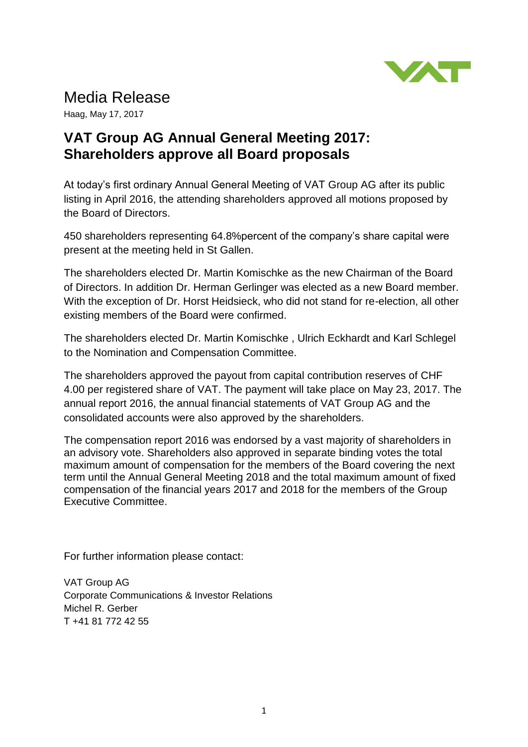# Media Release

Haag, May 17, 2017

## VAT Group AG Annual General Meeting 2017: Shareholders approve all Board proposals

At today's first ordinary Annual General Meeting of VAT Group AG after its public listing in April 2016, the attending shareholders approved all motions proposed by the Board of Directors.

450 shareholders representing 64.8%percent of the company's share capital were present at the meeting held in St Gallen.

The shareholders elected Dr. Martin Komischke as the new Chairman of the Board of Directors. In addition Dr. Herman Gerlinger was elected as a new Board member. With the exception of Dr. Horst Heidsieck, who did not stand for re-election, all other existing members of the Board were confirmed.

The shareholders elected Dr. Martin Komischke , Ulrich Eckhardt and Karl Schlegel to the Nomination and Compensation Committee.

The shareholders approved the payout from capital contribution reserves of CHF 4.00 per registered share of VAT. The payment will take place on May 23, 2017. The annual report 2016, the annual financial statements of VAT Group AG and the consolidated accounts were also approved by the shareholders.

The compensation report 2016 was endorsed by a vast majority of shareholders in an advisory vote. Shareholders also approved in separate binding votes the total maximum amount of compensation for the members of the Board covering the next term until the Annual General Meeting 2018 and the total maximum amount of fixed compensation of the financial years 2017 and 2018 for the members of the Group Executive Committee.

For further information please contact:

VAT Group AG
Corporate Communications & Investor Relations
Michel R. Gerber
T +41 81 772 42 55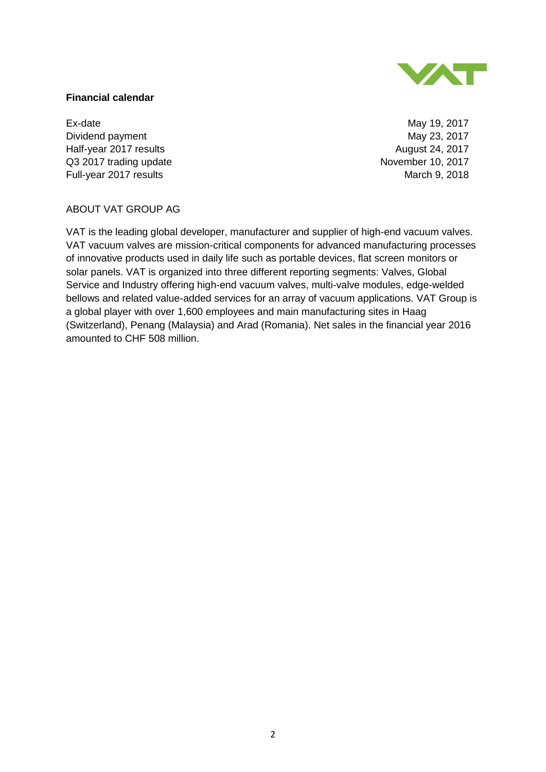**Financial calendar**

| | |
|---|---|
| Ex-date | May 19, 2017 |
| Dividend payment | May 23, 2017 |
| Half-year 2017 results | August 24, 2017 |
| Q3 2017 trading update | November 10, 2017 |
| Full-year 2017 results | March 9, 2018 |

ABOUT VAT GROUP AG

VAT is the leading global developer, manufacturer and supplier of high-end vacuum valves. VAT vacuum valves are mission-critical components for advanced manufacturing processes of innovative products used in daily life such as portable devices, flat screen monitors or solar panels. VAT is organized into three different reporting segments: Valves, Global Service and Industry offering high-end vacuum valves, multi-valve modules, edge-welded bellows and related value-added services for an array of vacuum applications. VAT Group is a global player with over 1,600 employees and main manufacturing sites in Haag (Switzerland), Penang (Malaysia) and Arad (Romania). Net sales in the financial year 2016 amounted to CHF 508 million.